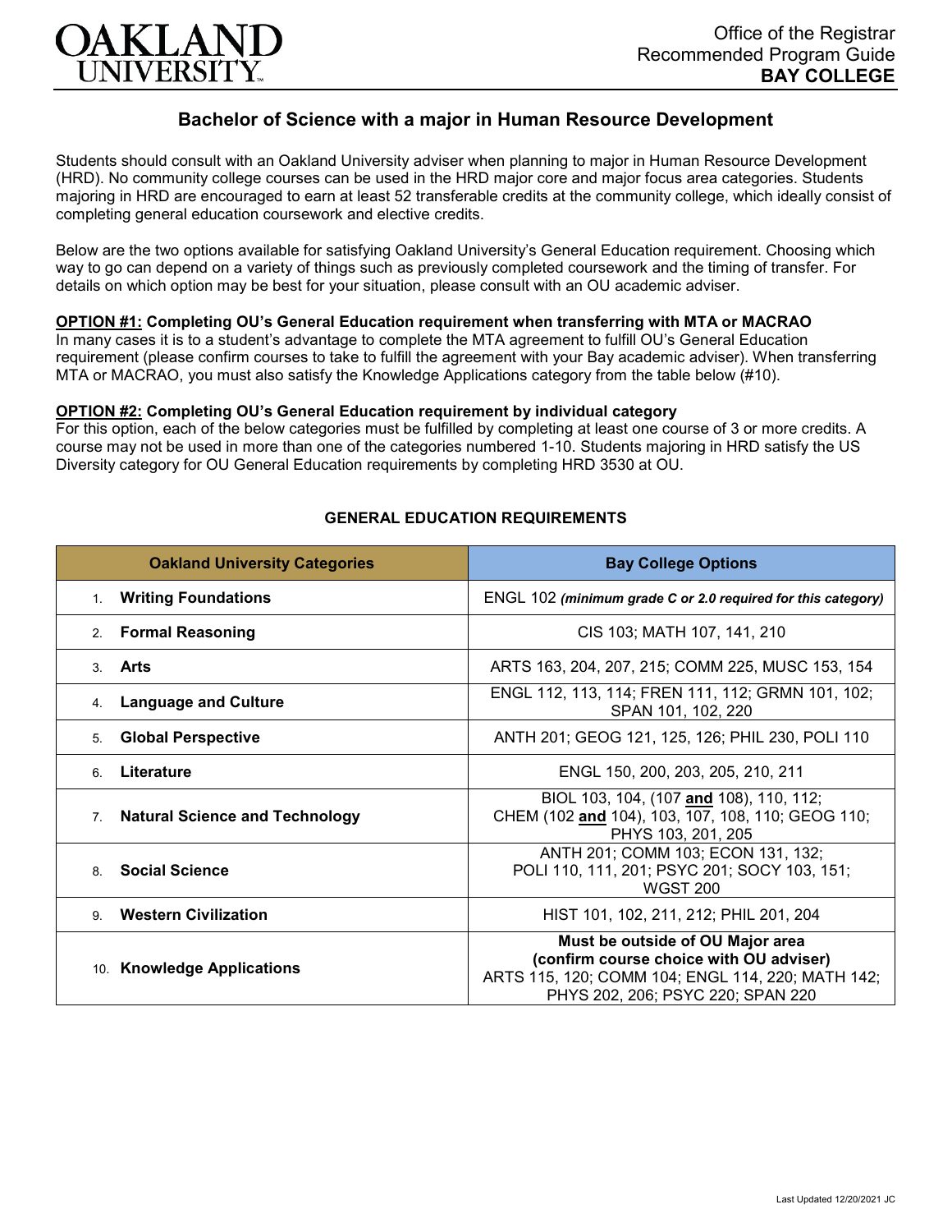OAKLAND UNIVERSITY

Office of the Registrar
Recommended Program Guide
**BAY COLLEGE**

# Bachelor of Science with a major in Human Resource Development

Students should consult with an Oakland University adviser when planning to major in Human Resource Development (HRD). No community college courses can be used in the HRD major core and major focus area categories. Students majoring in HRD are encouraged to earn at least 52 transferable credits at the community college, which ideally consist of completing general education coursework and elective credits.

Below are the two options available for satisfying Oakland University's General Education requirement. Choosing which way to go can depend on a variety of things such as previously completed coursework and the timing of transfer. For details on which option may be best for your situation, please consult with an OU academic adviser.

**OPTION #1: Completing OU's General Education requirement when transferring with MTA or MACRAO**
In many cases it is to a student's advantage to complete the MTA agreement to fulfill OU's General Education requirement (please confirm courses to take to fulfill the agreement with your Bay academic adviser). When transferring MTA or MACRAO, you must also satisfy the Knowledge Applications category from the table below (#10).

**OPTION #2: Completing OU's General Education requirement by individual category**
For this option, each of the below categories must be fulfilled by completing at least one course of 3 or more credits. A course may not be used in more than one of the categories numbered 1-10. Students majoring in HRD satisfy the US Diversity category for OU General Education requirements by completing HRD 3530 at OU.

## GENERAL EDUCATION REQUIREMENTS

| Oakland University Categories | Bay College Options |
|---|---|
| 1. **Writing Foundations** | ENGL 102 *(minimum grade C or 2.0 required for this category)* |
| 2. **Formal Reasoning** | CIS 103; MATH 107, 141, 210 |
| 3. **Arts** | ARTS 163, 204, 207, 215; COMM 225, MUSC 153, 154 |
| 4. **Language and Culture** | ENGL 112, 113, 114; FREN 111, 112; GRMN 101, 102; SPAN 101, 102, 220 |
| 5. **Global Perspective** | ANTH 201; GEOG 121, 125, 126; PHIL 230, POLI 110 |
| 6. **Literature** | ENGL 150, 200, 203, 205, 210, 211 |
| 7. **Natural Science and Technology** | BIOL 103, 104, (107 **and** 108), 110, 112; CHEM (102 **and** 104), 103, 107, 108, 110; GEOG 110; PHYS 103, 201, 205 |
| 8. **Social Science** | ANTH 201; COMM 103; ECON 131, 132; POLI 110, 111, 201; PSYC 201; SOCY 103, 151; WGST 200 |
| 9. **Western Civilization** | HIST 101, 102, 211, 212; PHIL 201, 204 |
| 10. **Knowledge Applications** | **Must be outside of OU Major area (confirm course choice with OU adviser)** ARTS 115, 120; COMM 104; ENGL 114, 220; MATH 142; PHYS 202, 206; PSYC 220; SPAN 220 |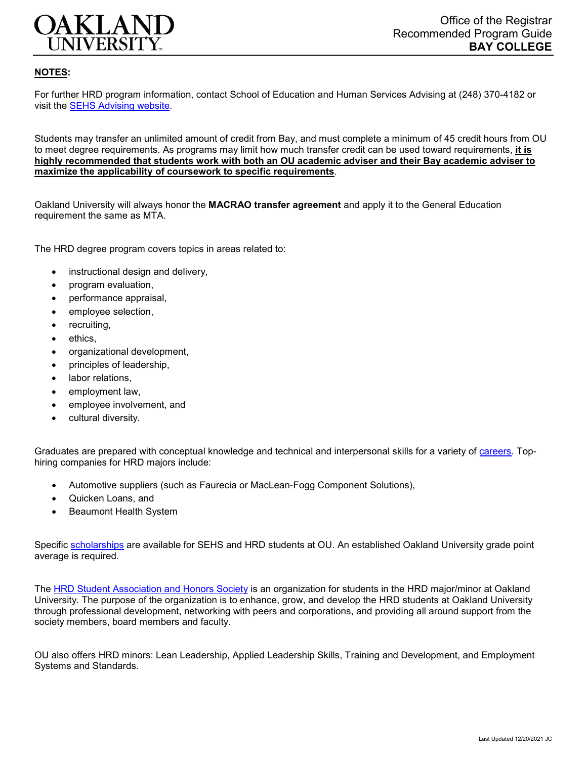**NOTES:**

For further HRD program information, contact School of Education and Human Services Advising at (248) 370-4182 or visit the SEHS Advising website.

Students may transfer an unlimited amount of credit from Bay, and must complete a minimum of 45 credit hours from OU to meet degree requirements. As programs may limit how much transfer credit can be used toward requirements, **it is highly recommended that students work with both an OU academic adviser and their Bay academic adviser to maximize the applicability of coursework to specific requirements**.

Oakland University will always honor the **MACRAO transfer agreement** and apply it to the General Education requirement the same as MTA.

The HRD degree program covers topics in areas related to:

- instructional design and delivery,
- program evaluation,
- performance appraisal,
- employee selection,
- recruiting,
- ethics,
- organizational development,
- principles of leadership,
- labor relations,
- employment law,
- employee involvement, and
- cultural diversity.

Graduates are prepared with conceptual knowledge and technical and interpersonal skills for a variety of careers. Top-hiring companies for HRD majors include:

- Automotive suppliers (such as Faurecia or MacLean-Fogg Component Solutions),
- Quicken Loans, and
- Beaumont Health System

Specific scholarships are available for SEHS and HRD students at OU. An established Oakland University grade point average is required.

The HRD Student Association and Honors Society is an organization for students in the HRD major/minor at Oakland University. The purpose of the organization is to enhance, grow, and develop the HRD students at Oakland University through professional development, networking with peers and corporations, and providing all around support from the society members, board members and faculty.

OU also offers HRD minors: Lean Leadership, Applied Leadership Skills, Training and Development, and Employment Systems and Standards.

Last Updated 12/20/2021 JC